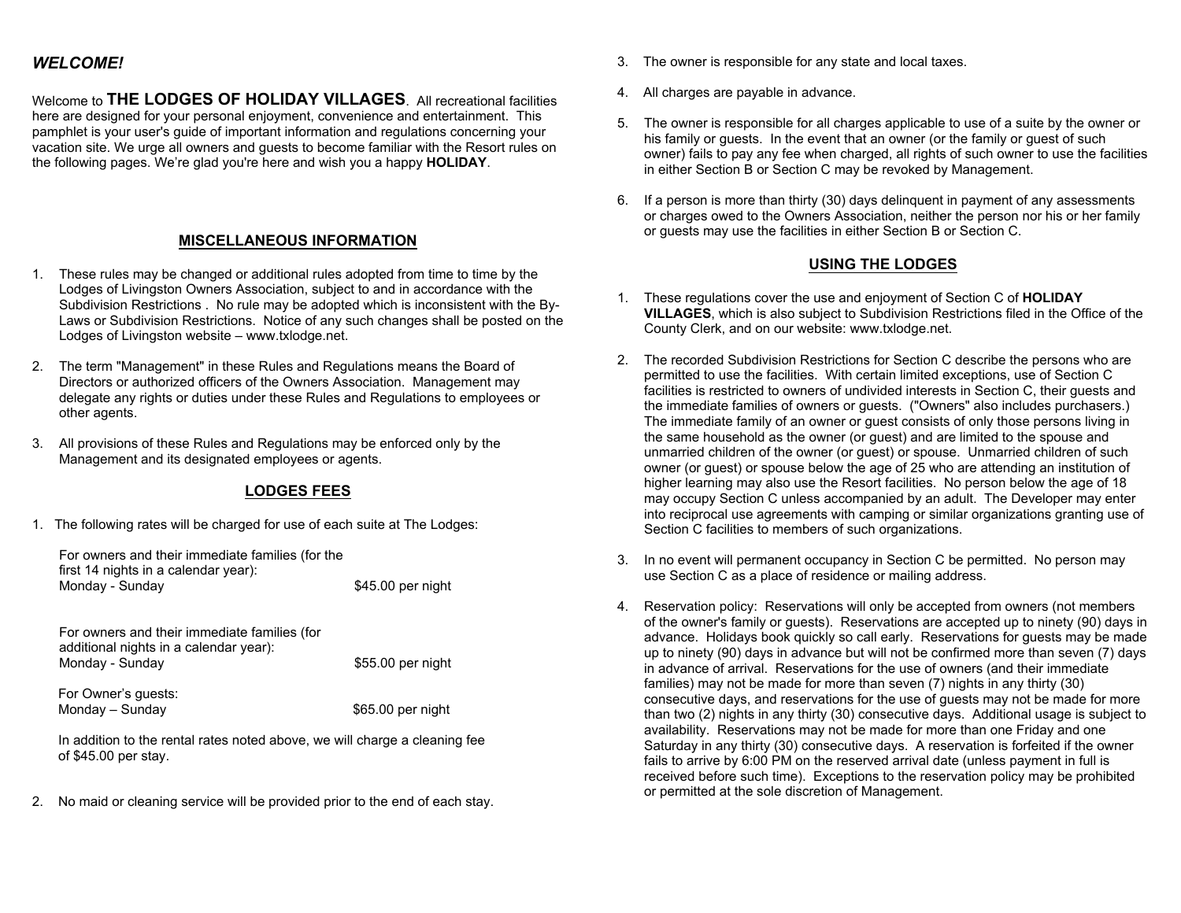## *WELCOME!*

Welcome to **THE LODGES OF HOLIDAY VILLAGES**. All recreational facilities here are designed for your personal enjoyment, convenience and entertainment. This pamphlet is your user's guide of important information and regulations concerning your vacation site. We urge all owners and guests to become familiar with the Resort rules on the following pages. We're glad you're here and wish you a happy **HOLIDAY**.

## MISCELLANEOUS INFORMATION

1. These rules may be changed or additional rules adopted from time to time by the Lodges of Livingston Owners Association, subject to and in accordance with the Subdivision Restrictions . No rule may be adopted which is inconsistent with the By-Laws or Subdivision Restrictions. Notice of any such changes shall be posted on the Lodges of Livingston website – www.txlodge.net.

2. The term "Management" in these Rules and Regulations means the Board of Directors or authorized officers of the Owners Association. Management may delegate any rights or duties under these Rules and Regulations to employees or other agents.

3. All provisions of these Rules and Regulations may be enforced only by the Management and its designated employees or agents.

## LODGES FEES

1. The following rates will be charged for use of each suite at The Lodges:

| | |
|---|---|
| For owners and their immediate families (for the first 14 nights in a calendar year): Monday - Sunday | $45.00 per night |
| For owners and their immediate families (for additional nights in a calendar year): Monday - Sunday | $55.00 per night |
| For Owner's guests: Monday – Sunday | $65.00 per night |

   In addition to the rental rates noted above, we will charge a cleaning fee of $45.00 per stay.

2. No maid or cleaning service will be provided prior to the end of each stay.

3. The owner is responsible for any state and local taxes.

4. All charges are payable in advance.

5. The owner is responsible for all charges applicable to use of a suite by the owner or his family or guests. In the event that an owner (or the family or guest of such owner) fails to pay any fee when charged, all rights of such owner to use the facilities in either Section B or Section C may be revoked by Management.

6. If a person is more than thirty (30) days delinquent in payment of any assessments or charges owed to the Owners Association, neither the person nor his or her family or guests may use the facilities in either Section B or Section C.

## USING THE LODGES

1. These regulations cover the use and enjoyment of Section C of **HOLIDAY VILLAGES**, which is also subject to Subdivision Restrictions filed in the Office of the County Clerk, and on our website: www.txlodge.net.

2. The recorded Subdivision Restrictions for Section C describe the persons who are permitted to use the facilities. With certain limited exceptions, use of Section C facilities is restricted to owners of undivided interests in Section C, their guests and the immediate families of owners or guests. ("Owners" also includes purchasers.) The immediate family of an owner or guest consists of only those persons living in the same household as the owner (or guest) and are limited to the spouse and unmarried children of the owner (or guest) or spouse. Unmarried children of such owner (or guest) or spouse below the age of 25 who are attending an institution of higher learning may also use the Resort facilities. No person below the age of 18 may occupy Section C unless accompanied by an adult. The Developer may enter into reciprocal use agreements with camping or similar organizations granting use of Section C facilities to members of such organizations.

3. In no event will permanent occupancy in Section C be permitted. No person may use Section C as a place of residence or mailing address.

4. Reservation policy: Reservations will only be accepted from owners (not members of the owner's family or guests). Reservations are accepted up to ninety (90) days in advance. Holidays book quickly so call early. Reservations for guests may be made up to ninety (90) days in advance but will not be confirmed more than seven (7) days in advance of arrival. Reservations for the use of owners (and their immediate families) may not be made for more than seven (7) nights in any thirty (30) consecutive days, and reservations for the use of guests may not be made for more than two (2) nights in any thirty (30) consecutive days. Additional usage is subject to availability. Reservations may not be made for more than one Friday and one Saturday in any thirty (30) consecutive days. A reservation is forfeited if the owner fails to arrive by 6:00 PM on the reserved arrival date (unless payment in full is received before such time). Exceptions to the reservation policy may be prohibited or permitted at the sole discretion of Management.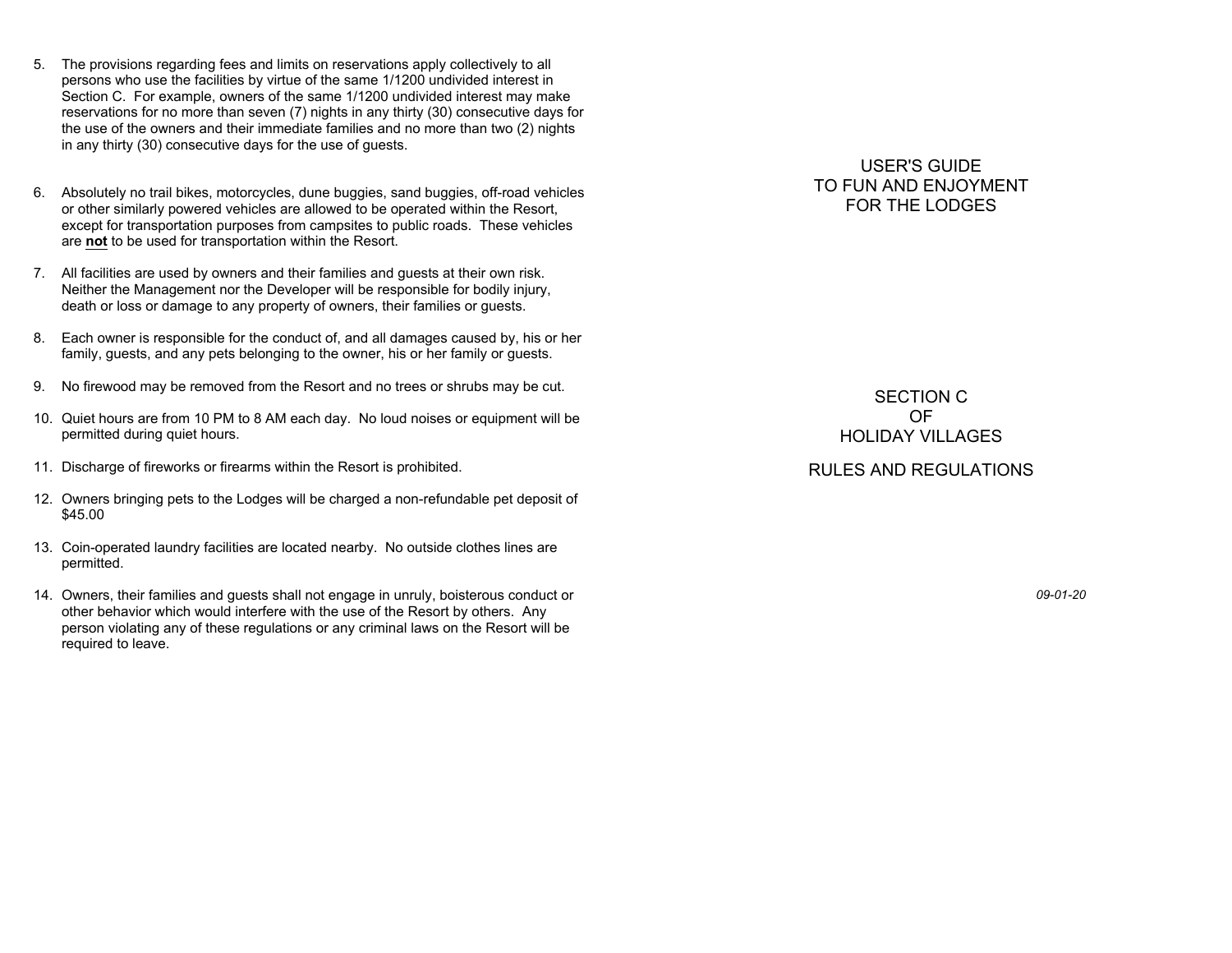5. The provisions regarding fees and limits on reservations apply collectively to all persons who use the facilities by virtue of the same 1/1200 undivided interest in Section C. For example, owners of the same 1/1200 undivided interest may make reservations for no more than seven (7) nights in any thirty (30) consecutive days for the use of the owners and their immediate families and no more than two (2) nights in any thirty (30) consecutive days for the use of guests.

6. Absolutely no trail bikes, motorcycles, dune buggies, sand buggies, off-road vehicles or other similarly powered vehicles are allowed to be operated within the Resort, except for transportation purposes from campsites to public roads. These vehicles are **<u>not</u>** to be used for transportation within the Resort.

7. All facilities are used by owners and their families and guests at their own risk. Neither the Management nor the Developer will be responsible for bodily injury, death or loss or damage to any property of owners, their families or guests.

8. Each owner is responsible for the conduct of, and all damages caused by, his or her family, guests, and any pets belonging to the owner, his or her family or guests.

9. No firewood may be removed from the Resort and no trees or shrubs may be cut.

10. Quiet hours are from 10 PM to 8 AM each day. No loud noises or equipment will be permitted during quiet hours.

11. Discharge of fireworks or firearms within the Resort is prohibited.

12. Owners bringing pets to the Lodges will be charged a non-refundable pet deposit of $45.00

13. Coin-operated laundry facilities are located nearby. No outside clothes lines are permitted.

14. Owners, their families and guests shall not engage in unruly, boisterous conduct or other behavior which would interfere with the use of the Resort by others. Any person violating any of these regulations or any criminal laws on the Resort will be required to leave.

# USER'S GUIDE TO FUN AND ENJOYMENT FOR THE LODGES

## SECTION C OF HOLIDAY VILLAGES

## RULES AND REGULATIONS

*09-01-20*